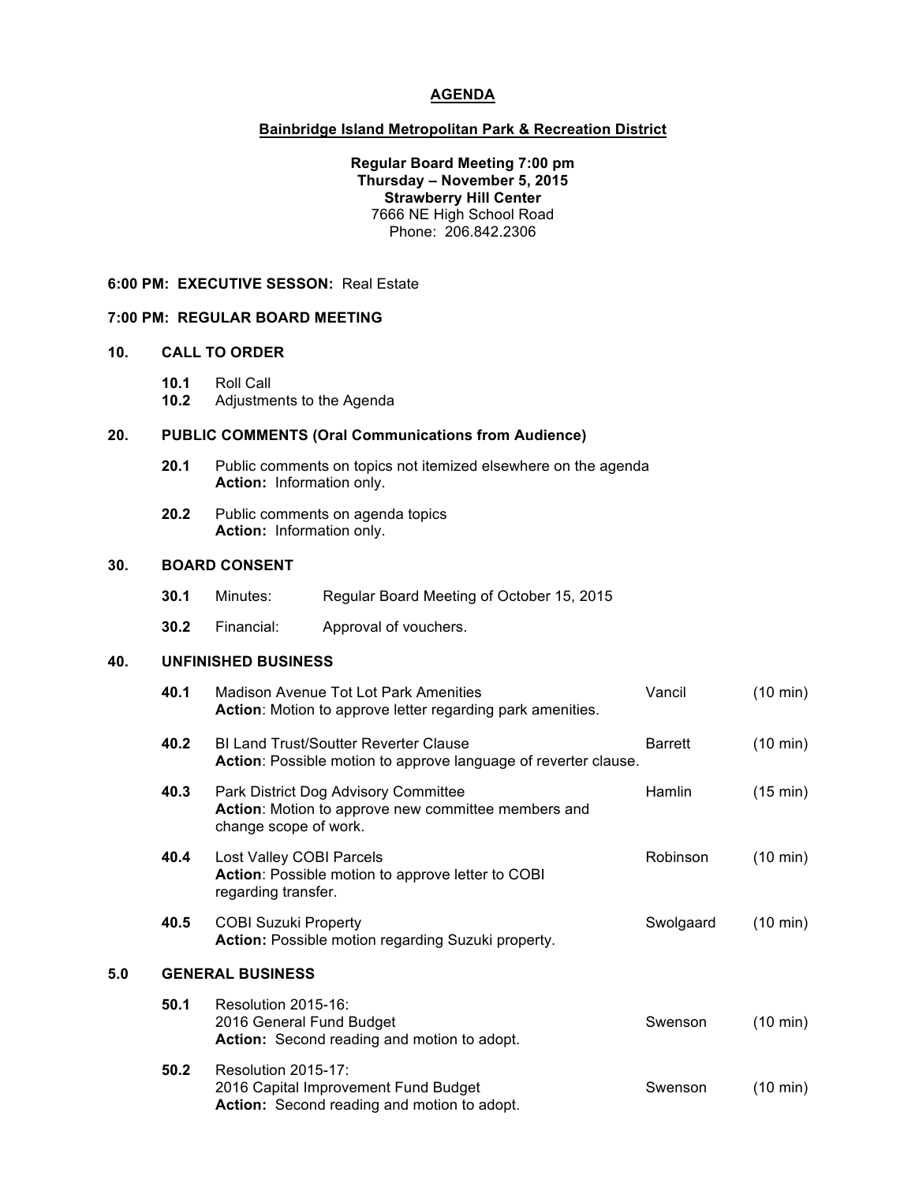# AGENDA

## Bainbridge Island Metropolitan Park & Recreation District

**Regular Board Meeting 7:00 pm**
**Thursday – November 5, 2015**
**Strawberry Hill Center**
7666 NE High School Road
Phone: 206.842.2306

**6:00 PM: EXECUTIVE SESSON:** Real Estate

**7:00 PM: REGULAR BOARD MEETING**

**10. CALL TO ORDER**

- **10.1** Roll Call
- **10.2** Adjustments to the Agenda

**20. PUBLIC COMMENTS (Oral Communications from Audience)**

- **20.1** Public comments on topics not itemized elsewhere on the agenda
  **Action:** Information only.
- **20.2** Public comments on agenda topics
  **Action:** Information only.

**30. BOARD CONSENT**

- **30.1** Minutes: Regular Board Meeting of October 15, 2015
- **30.2** Financial: Approval of vouchers.

**40. UNFINISHED BUSINESS**

| | Item | Presenter | Time |
|---|---|---|---|
| **40.1** | Madison Avenue Tot Lot Park Amenities<br>**Action**: Motion to approve letter regarding park amenities. | Vancil | (10 min) |
| **40.2** | BI Land Trust/Soutter Reverter Clause<br>**Action**: Possible motion to approve language of reverter clause. | Barrett | (10 min) |
| **40.3** | Park District Dog Advisory Committee<br>**Action**: Motion to approve new committee members and change scope of work. | Hamlin | (15 min) |
| **40.4** | Lost Valley COBI Parcels<br>**Action**: Possible motion to approve letter to COBI regarding transfer. | Robinson | (10 min) |
| **40.5** | COBI Suzuki Property<br>**Action:** Possible motion regarding Suzuki property. | Swolgaard | (10 min) |

**5.0 GENERAL BUSINESS**

| | Item | Presenter | Time |
|---|---|---|---|
| **50.1** | Resolution 2015-16:<br>2016 General Fund Budget<br>**Action:** Second reading and motion to adopt. | Swenson | (10 min) |
| **50.2** | Resolution 2015-17:<br>2016 Capital Improvement Fund Budget<br>**Action:** Second reading and motion to adopt. | Swenson | (10 min) |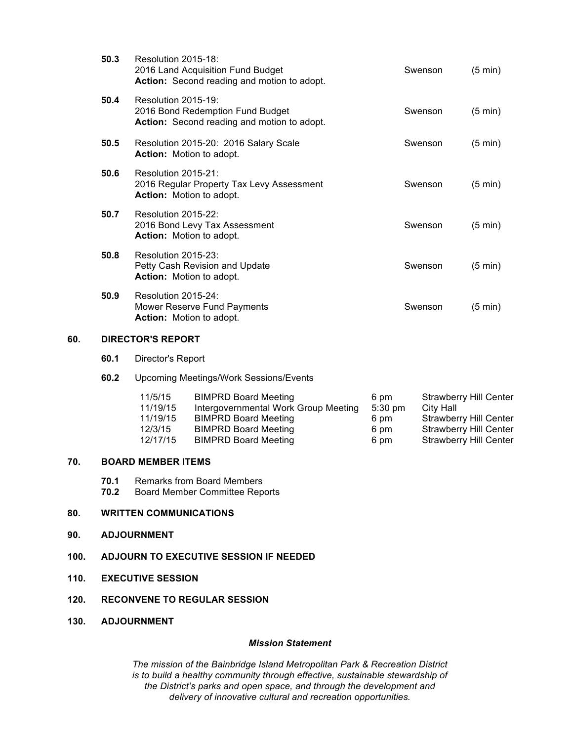**50.3** Resolution 2015-18:
2016 Land Acquisition Fund Budget — Swenson (5 min)
**Action:** Second reading and motion to adopt.

**50.4** Resolution 2015-19:
2016 Bond Redemption Fund Budget — Swenson (5 min)
**Action:** Second reading and motion to adopt.

**50.5** Resolution 2015-20: 2016 Salary Scale — Swenson (5 min)
**Action:** Motion to adopt.

**50.6** Resolution 2015-21:
2016 Regular Property Tax Levy Assessment — Swenson (5 min)
**Action:** Motion to adopt.

**50.7** Resolution 2015-22:
2016 Bond Levy Tax Assessment — Swenson (5 min)
**Action:** Motion to adopt.

**50.8** Resolution 2015-23:
Petty Cash Revision and Update — Swenson (5 min)
**Action:** Motion to adopt.

**50.9** Resolution 2015-24:
Mower Reserve Fund Payments — Swenson (5 min)
**Action:** Motion to adopt.

## 60. DIRECTOR'S REPORT

**60.1** Director's Report

**60.2** Upcoming Meetings/Work Sessions/Events

| | | | |
|---|---|---|---|
| 11/5/15 | BIMPRD Board Meeting | 6 pm | Strawberry Hill Center |
| 11/19/15 | Intergovernmental Work Group Meeting | 5:30 pm | City Hall |
| 11/19/15 | BIMPRD Board Meeting | 6 pm | Strawberry Hill Center |
| 12/3/15 | BIMPRD Board Meeting | 6 pm | Strawberry Hill Center |
| 12/17/15 | BIMPRD Board Meeting | 6 pm | Strawberry Hill Center |

## 70. BOARD MEMBER ITEMS

**70.1** Remarks from Board Members
**70.2** Board Member Committee Reports

## 80. WRITTEN COMMUNICATIONS

## 90. ADJOURNMENT

## 100. ADJOURN TO EXECUTIVE SESSION IF NEEDED

## 110. EXECUTIVE SESSION

## 120. RECONVENE TO REGULAR SESSION

## 130. ADJOURNMENT

***Mission Statement***

*The mission of the Bainbridge Island Metropolitan Park & Recreation District is to build a healthy community through effective, sustainable stewardship of the District's parks and open space, and through the development and delivery of innovative cultural and recreation opportunities.*